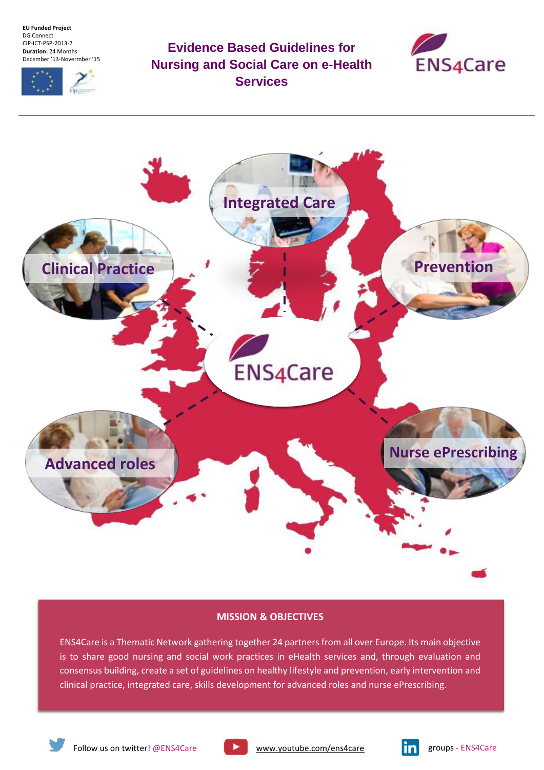**EU Funded Project**
DG Connect
CIP-ICT-PSP-2013-7
**Duration:** 24 Months
December '13-Novermber '15

# Evidence Based Guidelines for Nursing and Social Care on e-Health Services

ENS4Care

Integrated Care

Clinical Practice

Prevention

ENS4Care

Advanced roles

Nurse ePrescribing

## MISSION & OBJECTIVES

ENS4Care is a Thematic Network gathering together 24 partners from all over Europe. Its main objective is to share good nursing and social work practices in eHealth services and, through evaluation and consensus building, create a set of guidelines on healthy lifestyle and prevention, early intervention and clinical practice, integrated care, skills development for advanced roles and nurse ePrescribing.

Follow us on twitter! @ENS4Care

www.youtube.com/ens4care

groups - ENS4Care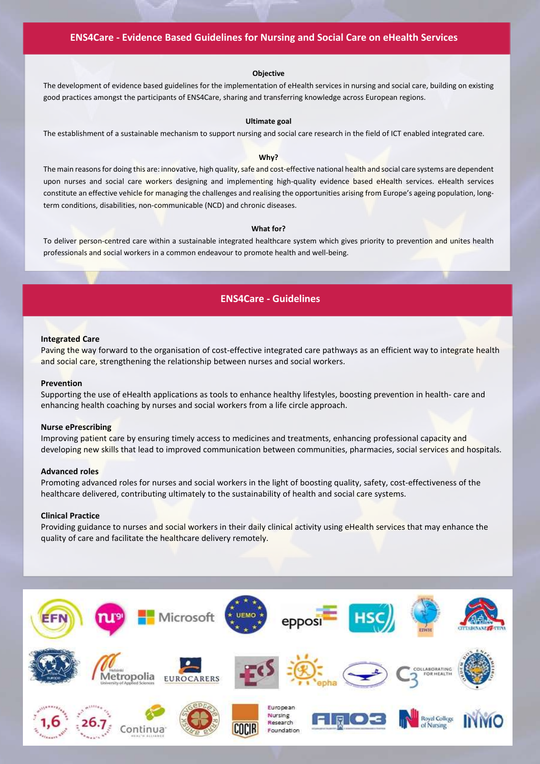## ENS4Care - Evidence Based Guidelines for Nursing and Social Care on eHealth Services

**Objective**

The development of evidence based guidelines for the implementation of eHealth services in nursing and social care, building on existing good practices amongst the participants of ENS4Care, sharing and transferring knowledge across European regions.

**Ultimate goal**

The establishment of a sustainable mechanism to support nursing and social care research in the field of ICT enabled integrated care.

**Why?**

The main reasons for doing this are: innovative, high quality, safe and cost-effective national health and social care systems are dependent upon nurses and social care workers designing and implementing high-quality evidence based eHealth services. eHealth services constitute an effective vehicle for managing the challenges and realising the opportunities arising from Europe's ageing population, long-term conditions, disabilities, non-communicable (NCD) and chronic diseases.

**What for?**

To deliver person-centred care within a sustainable integrated healthcare system which gives priority to prevention and unites health professionals and social workers in a common endeavour to promote health and well-being.

## ENS4Care - Guidelines

**Integrated Care**

Paving the way forward to the organisation of cost-effective integrated care pathways as an efficient way to integrate health and social care, strengthening the relationship between nurses and social workers.

**Prevention**

Supporting the use of eHealth applications as tools to enhance healthy lifestyles, boosting prevention in health- care and enhancing health coaching by nurses and social workers from a life circle approach.

**Nurse ePrescribing**

Improving patient care by ensuring timely access to medicines and treatments, enhancing professional capacity and developing new skills that lead to improved communication between communities, pharmacies, social services and hospitals.

**Advanced roles**

Promoting advanced roles for nurses and social workers in the light of boosting quality, safety, cost-effectiveness of the healthcare delivered, contributing ultimately to the sustainability of health and social care systems.

**Clinical Practice**

Providing guidance to nurses and social workers in their daily clinical activity using eHealth services that may enhance the quality of care and facilitate the healthcare delivery remotely.

EFN nu91 Microsoft UEMO eppos HSC EIWH CITTADINANZATTIVA

Metropolia University of Applied Sciences EUROCARERS ECS epha C3 COLLABORATING FOR HEALTH

1,6 26.7 Continua COCIR European Nursing Research Foundation Royal College of Nursing INMO